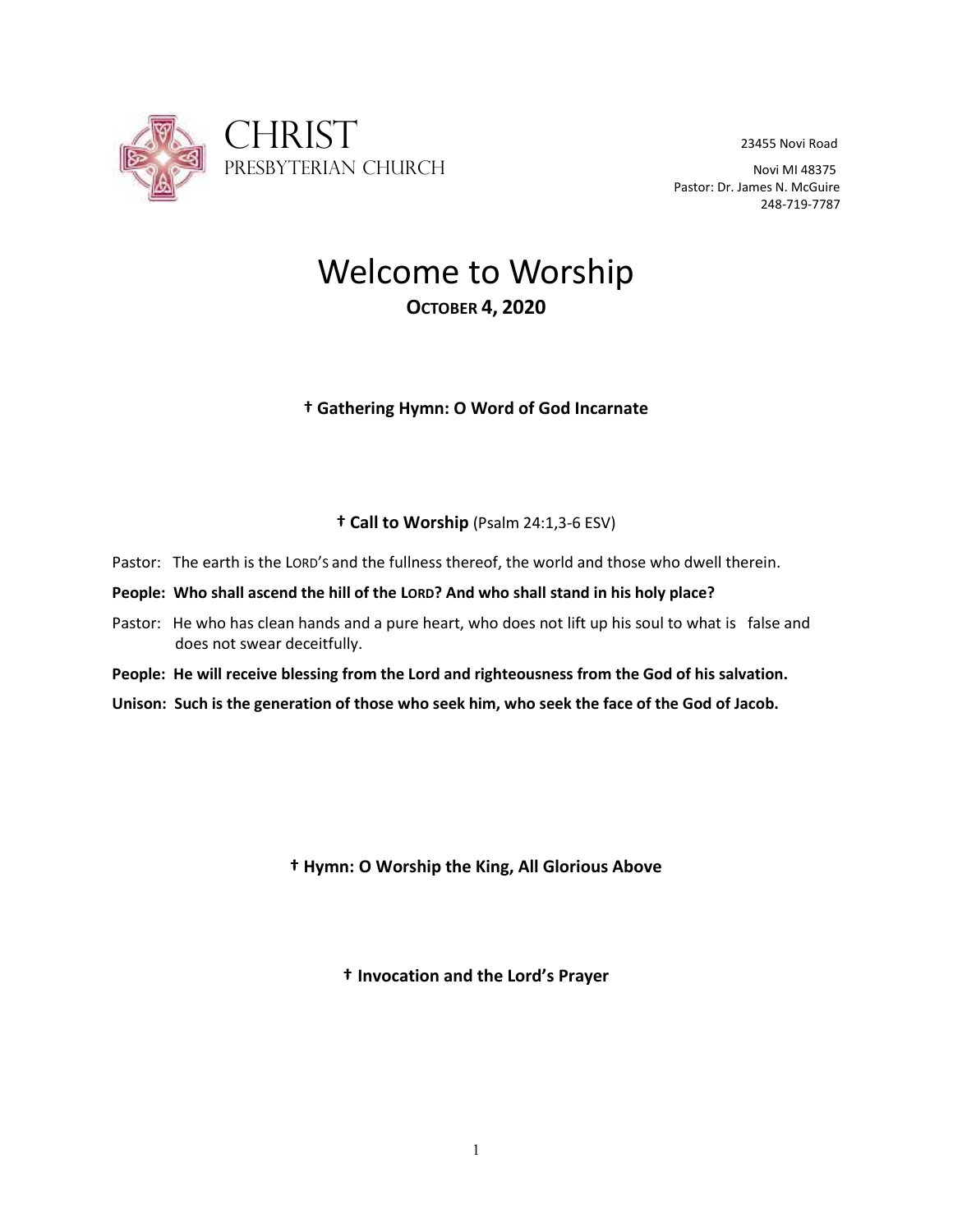# Christ Presbyterian Church

23455 Novi Road
Novi MI 48375
Pastor: Dr. James N. McGuire
248-719-7787

# Welcome to Worship

**October 4, 2020**

**† Gathering Hymn: O Word of God Incarnate**

**† Call to Worship** (Psalm 24:1,3-6 ESV)

Pastor: The earth is the LORD'S and the fullness thereof, the world and those who dwell therein.

**People: Who shall ascend the hill of the LORD? And who shall stand in his holy place?**

Pastor: He who has clean hands and a pure heart, who does not lift up his soul to what is false and does not swear deceitfully.

**People: He will receive blessing from the Lord and righteousness from the God of his salvation.**

**Unison: Such is the generation of those who seek him, who seek the face of the God of Jacob.**

**† Hymn: O Worship the King, All Glorious Above**

**† Invocation and the Lord's Prayer**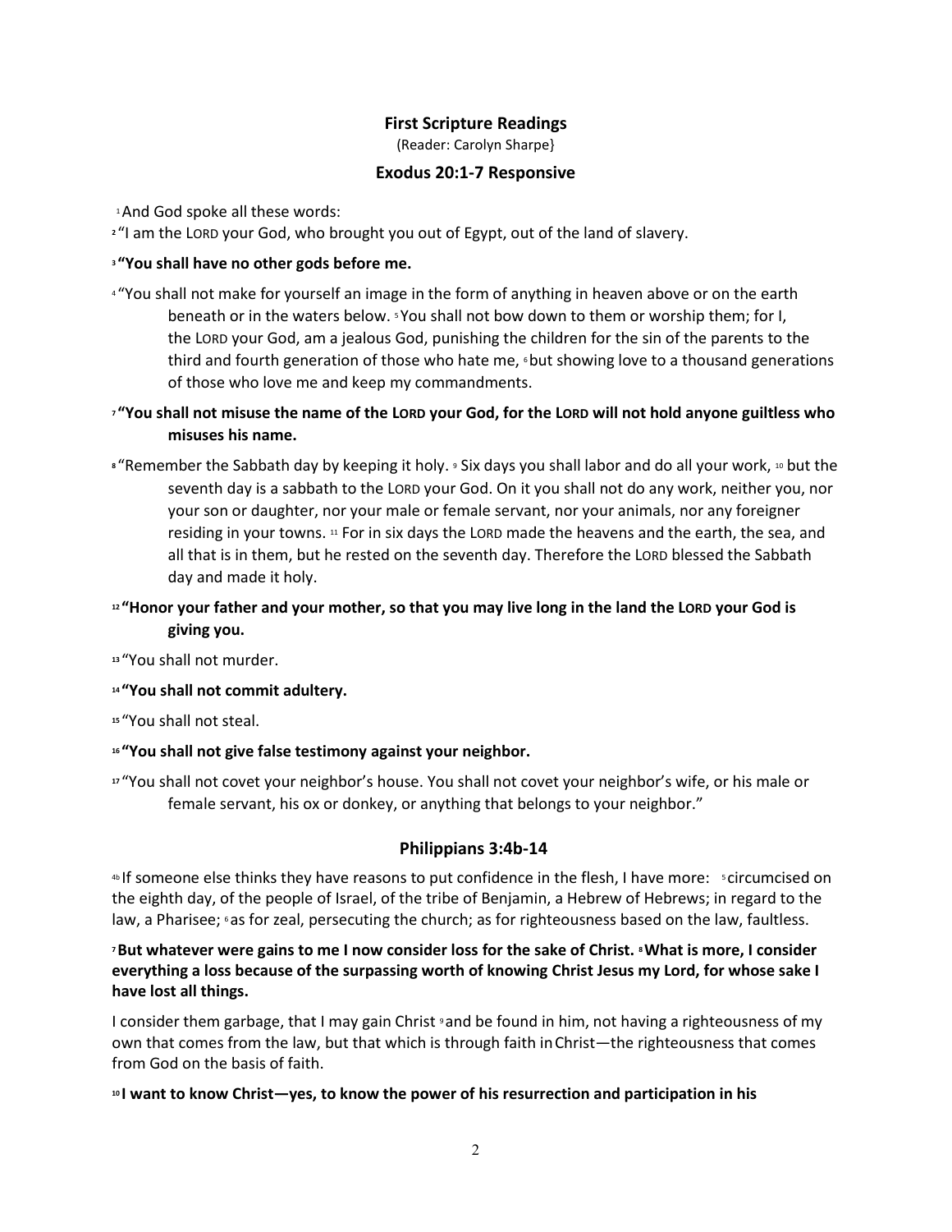## First Scripture Readings

(Reader: Carolyn Sharpe}

### Exodus 20:1-7 Responsive

[1] And God spoke all these words:

[2] "I am the LORD your God, who brought you out of Egypt, out of the land of slavery.

**[3] "You shall have no other gods before me.**

[4] "You shall not make for yourself an image in the form of anything in heaven above or on the earth beneath or in the waters below. [5] You shall not bow down to them or worship them; for I, the LORD your God, am a jealous God, punishing the children for the sin of the parents to the third and fourth generation of those who hate me, [6] but showing love to a thousand generations of those who love me and keep my commandments.

**[7] "You shall not misuse the name of the LORD your God, for the LORD will not hold anyone guiltless who misuses his name.**

[8] "Remember the Sabbath day by keeping it holy. [9] Six days you shall labor and do all your work, [10] but the seventh day is a sabbath to the LORD your God. On it you shall not do any work, neither you, nor your son or daughter, nor your male or female servant, nor your animals, nor any foreigner residing in your towns. [11] For in six days the LORD made the heavens and the earth, the sea, and all that is in them, but he rested on the seventh day. Therefore the LORD blessed the Sabbath day and made it holy.

**[12] "Honor your father and your mother, so that you may live long in the land the LORD your God is giving you.**

[13] "You shall not murder.

**[14] "You shall not commit adultery.**

[15] "You shall not steal.

**[16] "You shall not give false testimony against your neighbor.**

[17] "You shall not covet your neighbor's house. You shall not covet your neighbor's wife, or his male or female servant, his ox or donkey, or anything that belongs to your neighbor."

### Philippians 3:4b-14

[4b] If someone else thinks they have reasons to put confidence in the flesh, I have more: [5] circumcised on the eighth day, of the people of Israel, of the tribe of Benjamin, a Hebrew of Hebrews; in regard to the law, a Pharisee; [6] as for zeal, persecuting the church; as for righteousness based on the law, faultless.

**[7] But whatever were gains to me I now consider loss for the sake of Christ. [8] What is more, I consider everything a loss because of the surpassing worth of knowing Christ Jesus my Lord, for whose sake I have lost all things.**

I consider them garbage, that I may gain Christ [9] and be found in him, not having a righteousness of my own that comes from the law, but that which is through faith in Christ—the righteousness that comes from God on the basis of faith.

**[10] I want to know Christ—yes, to know the power of his resurrection and participation in his**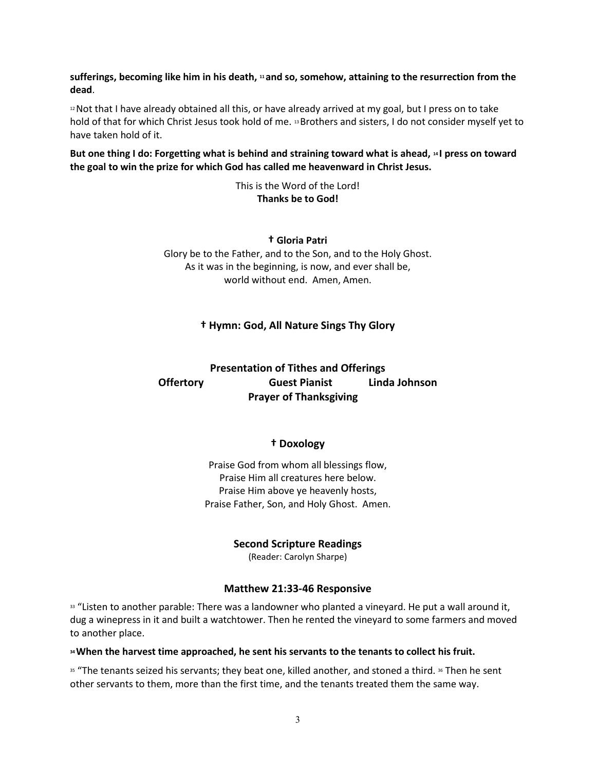**sufferings, becoming like him in his death, [11] and so, somehow, attaining to the resurrection from the dead**.

[12] Not that I have already obtained all this, or have already arrived at my goal, but I press on to take hold of that for which Christ Jesus took hold of me. [13] Brothers and sisters, I do not consider myself yet to have taken hold of it.

**But one thing I do: Forgetting what is behind and straining toward what is ahead, [14] I press on toward the goal to win the prize for which God has called me heavenward in Christ Jesus.**

This is the Word of the Lord!
**Thanks be to God!**

### † Gloria Patri

Glory be to the Father, and to the Son, and to the Holy Ghost.
As it was in the beginning, is now, and ever shall be,
world without end. Amen, Amen.

### † Hymn: God, All Nature Sings Thy Glory

### Presentation of Tithes and Offerings

**Offertory** **Guest Pianist** **Linda Johnson**

**Prayer of Thanksgiving**

### † Doxology

Praise God from whom all blessings flow,
Praise Him all creatures here below.
Praise Him above ye heavenly hosts,
Praise Father, Son, and Holy Ghost. Amen.

### Second Scripture Readings

(Reader: Carolyn Sharpe)

### Matthew 21:33-46 Responsive

[33] "Listen to another parable: There was a landowner who planted a vineyard. He put a wall around it, dug a winepress in it and built a watchtower. Then he rented the vineyard to some farmers and moved to another place.

**[34] When the harvest time approached, he sent his servants to the tenants to collect his fruit.**

[35] "The tenants seized his servants; they beat one, killed another, and stoned a third. [36] Then he sent other servants to them, more than the first time, and the tenants treated them the same way.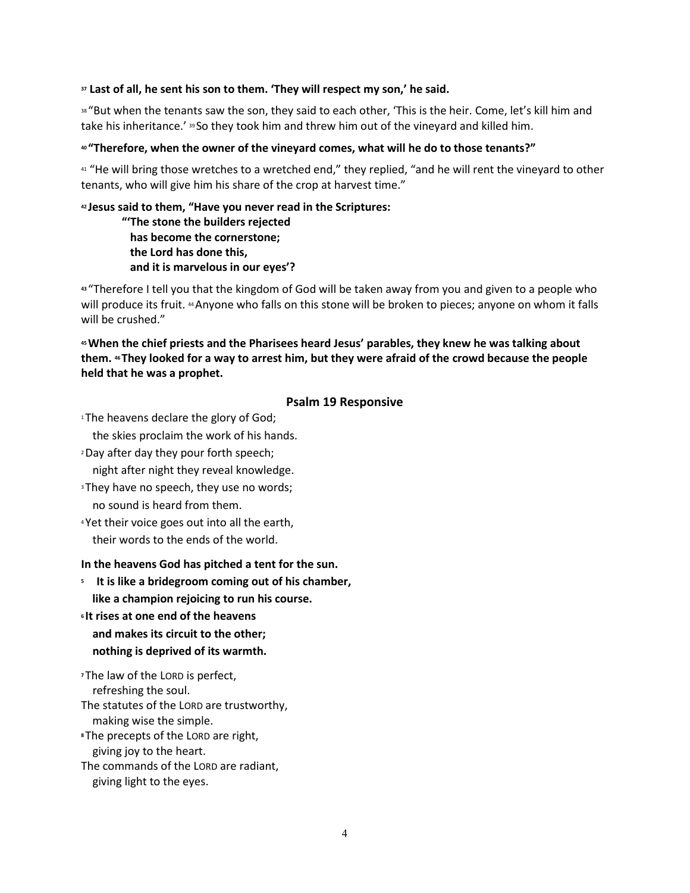**[37] Last of all, he sent his son to them. 'They will respect my son,' he said.**

[38] "But when the tenants saw the son, they said to each other, 'This is the heir. Come, let's kill him and take his inheritance.' [39] So they took him and threw him out of the vineyard and killed him.

**[40] "Therefore, when the owner of the vineyard comes, what will he do to those tenants?"**

[41] "He will bring those wretches to a wretched end," they replied, "and he will rent the vineyard to other tenants, who will give him his share of the crop at harvest time."

**[42] Jesus said to them, "Have you never read in the Scriptures:**

> **"'The stone the builders rejected**
> **has become the cornerstone;**
> **the Lord has done this,**
> **and it is marvelous in our eyes'?**

[43] "Therefore I tell you that the kingdom of God will be taken away from you and given to a people who will produce its fruit. [44] Anyone who falls on this stone will be broken to pieces; anyone on whom it falls will be crushed."

**[45] When the chief priests and the Pharisees heard Jesus' parables, they knew he was talking about them. [46] They looked for a way to arrest him, but they were afraid of the crowd because the people held that he was a prophet.**

## Psalm 19 Responsive

[1] The heavens declare the glory of God;
the skies proclaim the work of his hands.
[2] Day after day they pour forth speech;
night after night they reveal knowledge.
[3] They have no speech, they use no words;
no sound is heard from them.
[4] Yet their voice goes out into all the earth,
their words to the ends of the world.

**In the heavens God has pitched a tent for the sun.**
**[5] It is like a bridegroom coming out of his chamber,**
**like a champion rejoicing to run his course.**
**[6] It rises at one end of the heavens**
**and makes its circuit to the other;**
**nothing is deprived of its warmth.**

[7] The law of the LORD is perfect,
refreshing the soul.
The statutes of the LORD are trustworthy,
making wise the simple.
[8] The precepts of the LORD are right,
giving joy to the heart.
The commands of the LORD are radiant,
giving light to the eyes.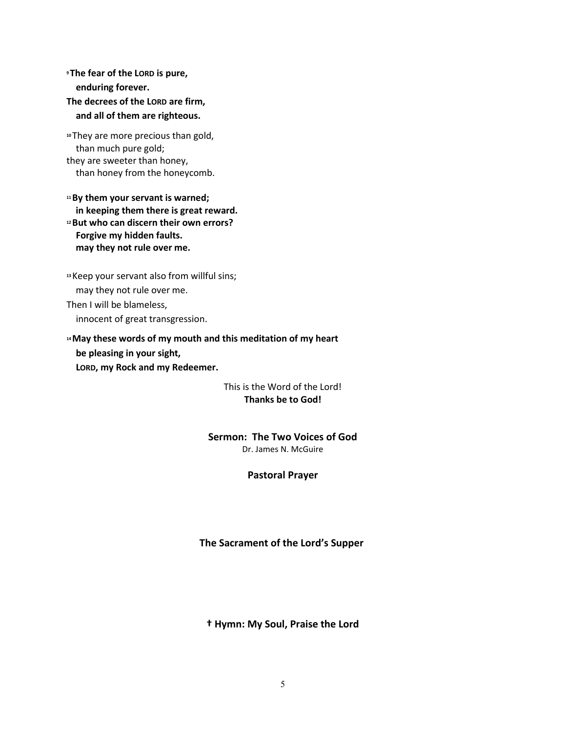[9] **The fear of the LORD is pure,
enduring forever.
The decrees of the LORD are firm,
and all of them are righteous.**

[10] They are more precious than gold,
than much pure gold;
they are sweeter than honey,
than honey from the honeycomb.

[11] **By them your servant is warned;
in keeping them there is great reward.**
[12] **But who can discern their own errors?
Forgive my hidden faults.
may they not rule over me.**

[13] Keep your servant also from willful sins;
may they not rule over me.
Then I will be blameless,
innocent of great transgression.

[14] **May these words of my mouth and this meditation of my heart
be pleasing in your sight,
LORD, my Rock and my Redeemer.**

This is the Word of the Lord!
**Thanks be to God!**

**Sermon: The Two Voices of God**
Dr. James N. McGuire

**Pastoral Prayer**

**The Sacrament of the Lord's Supper**

**† Hymn: My Soul, Praise the Lord**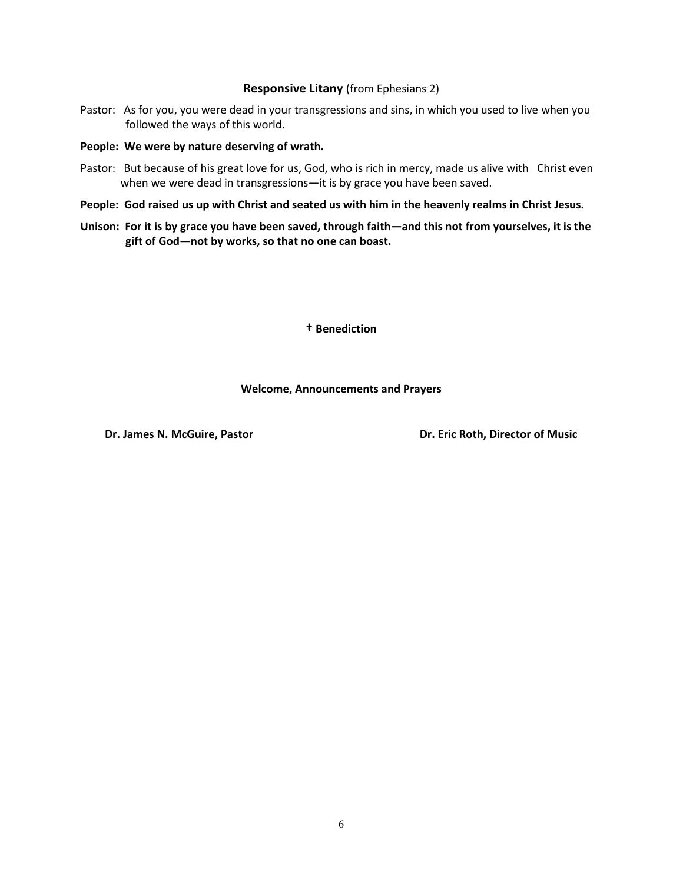### **Responsive Litany** (from Ephesians 2)

Pastor: As for you, you were dead in your transgressions and sins, in which you used to live when you followed the ways of this world.

**People: We were by nature deserving of wrath.**

Pastor: But because of his great love for us, God, who is rich in mercy, made us alive with Christ even when we were dead in transgressions—it is by grace you have been saved.

**People: God raised us up with Christ and seated us with him in the heavenly realms in Christ Jesus.**

**Unison: For it is by grace you have been saved, through faith—and this not from yourselves, it is the gift of God—not by works, so that no one can boast.**

**† Benediction**

**Welcome, Announcements and Prayers**

**Dr. James N. McGuire, Pastor**

**Dr. Eric Roth, Director of Music**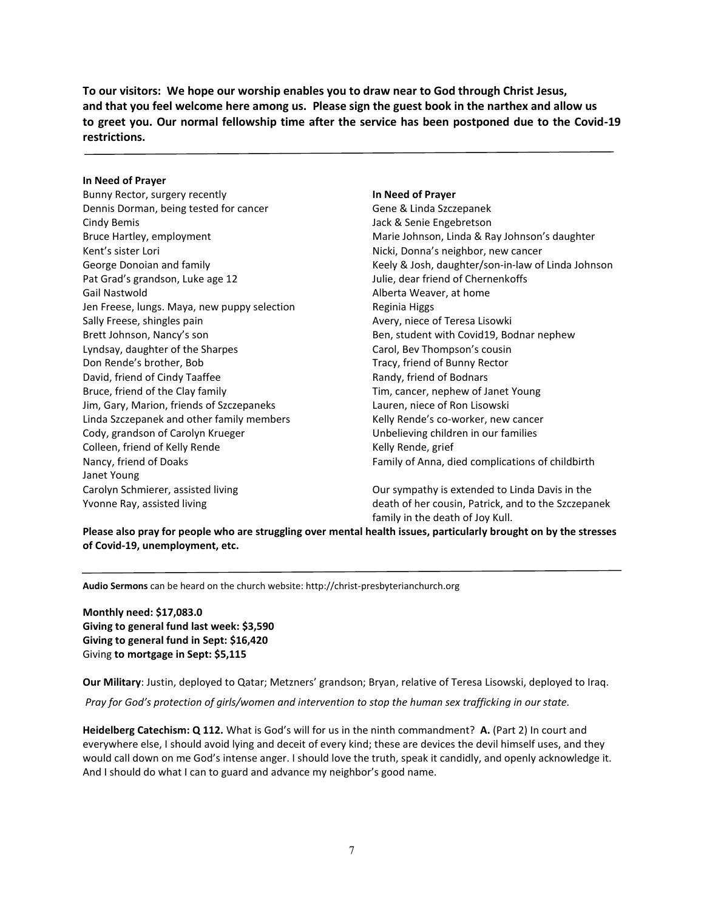**To our visitors: We hope our worship enables you to draw near to God through Christ Jesus, and that you feel welcome here among us. Please sign the guest book in the narthex and allow us to greet you. Our normal fellowship time after the service has been postponed due to the Covid-19 restrictions.**

---

**In Need of Prayer**

Bunny Rector, surgery recently
Dennis Dorman, being tested for cancer
Cindy Bemis
Bruce Hartley, employment
Kent's sister Lori
George Donoian and family
Pat Grad's grandson, Luke age 12
Gail Nastwold
Jen Freese, lungs. Maya, new puppy selection
Sally Freese, shingles pain
Brett Johnson, Nancy's son
Lyndsay, daughter of the Sharpes
Don Rende's brother, Bob
David, friend of Cindy Taaffee
Bruce, friend of the Clay family
Jim, Gary, Marion, friends of Szczepaneks
Linda Szczepanek and other family members
Cody, grandson of Carolyn Krueger
Colleen, friend of Kelly Rende
Nancy, friend of Doaks
Janet Young
Carolyn Schmierer, assisted living
Yvonne Ray, assisted living

**In Need of Prayer**

Gene & Linda Szczepanek
Jack & Senie Engebretson
Marie Johnson, Linda & Ray Johnson's daughter
Nicki, Donna's neighbor, new cancer
Keely & Josh, daughter/son-in-law of Linda Johnson
Julie, dear friend of Chernenkoffs
Alberta Weaver, at home
Reginia Higgs
Avery, niece of Teresa Lisowki
Ben, student with Covid19, Bodnar nephew
Carol, Bev Thompson's cousin
Tracy, friend of Bunny Rector
Randy, friend of Bodnars
Tim, cancer, nephew of Janet Young
Lauren, niece of Ron Lisowski
Kelly Rende's co-worker, new cancer
Unbelieving children in our families
Kelly Rende, grief
Family of Anna, died complications of childbirth

Our sympathy is extended to Linda Davis in the death of her cousin, Patrick, and to the Szczepanek family in the death of Joy Kull.

**Please also pray for people who are struggling over mental health issues, particularly brought on by the stresses of Covid-19, unemployment, etc.**

---

**Audio Sermons** can be heard on the church website: http://christ-presbyterianchurch.org

**Monthly need: $17,083.0**
**Giving to general fund last week: $3,590**
**Giving to general fund in Sept: $16,420**
Giving **to mortgage in Sept: $5,115**

**Our Military**: Justin, deployed to Qatar; Metzners' grandson; Bryan, relative of Teresa Lisowski, deployed to Iraq.

*Pray for God's protection of girls/women and intervention to stop the human sex trafficking in our state.*

**Heidelberg Catechism: Q 112.** What is God's will for us in the ninth commandment? **A.** (Part 2) In court and everywhere else, I should avoid lying and deceit of every kind; these are devices the devil himself uses, and they would call down on me God's intense anger. I should love the truth, speak it candidly, and openly acknowledge it. And I should do what I can to guard and advance my neighbor's good name.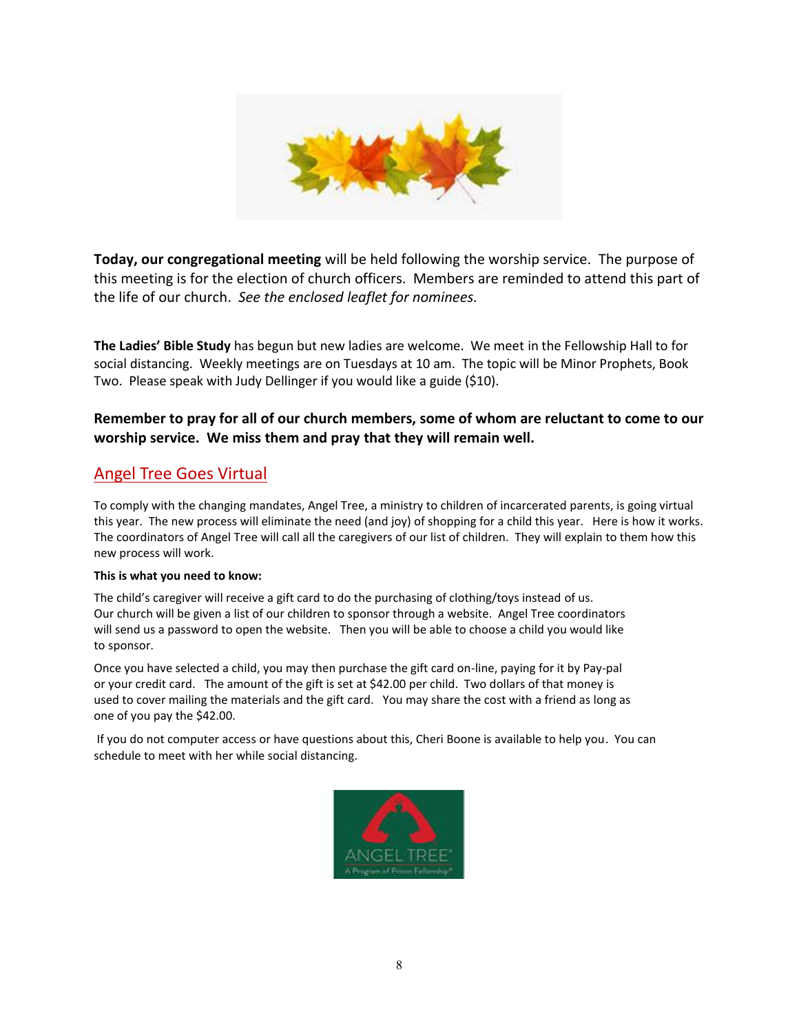**Today, our congregational meeting** will be held following the worship service. The purpose of this meeting is for the election of church officers. Members are reminded to attend this part of the life of our church. *See the enclosed leaflet for nominees.*

**The Ladies' Bible Study** has begun but new ladies are welcome. We meet in the Fellowship Hall to for social distancing. Weekly meetings are on Tuesdays at 10 am. The topic will be Minor Prophets, Book Two. Please speak with Judy Dellinger if you would like a guide ($10).

**Remember to pray for all of our church members, some of whom are reluctant to come to our worship service. We miss them and pray that they will remain well.**

## Angel Tree Goes Virtual

To comply with the changing mandates, Angel Tree, a ministry to children of incarcerated parents, is going virtual this year. The new process will eliminate the need (and joy) of shopping for a child this year. Here is how it works. The coordinators of Angel Tree will call all the caregivers of our list of children. They will explain to them how this new process will work.

**This is what you need to know:**

The child's caregiver will receive a gift card to do the purchasing of clothing/toys instead of us. Our church will be given a list of our children to sponsor through a website. Angel Tree coordinators will send us a password to open the website. Then you will be able to choose a child you would like to sponsor.

Once you have selected a child, you may then purchase the gift card on-line, paying for it by Pay-pal or your credit card. The amount of the gift is set at $42.00 per child. Two dollars of that money is used to cover mailing the materials and the gift card. You may share the cost with a friend as long as one of you pay the $42.00.

If you do not computer access or have questions about this, Cheri Boone is available to help you. You can schedule to meet with her while social distancing.

ANGEL TREE®
A Program of Prison Fellowship®